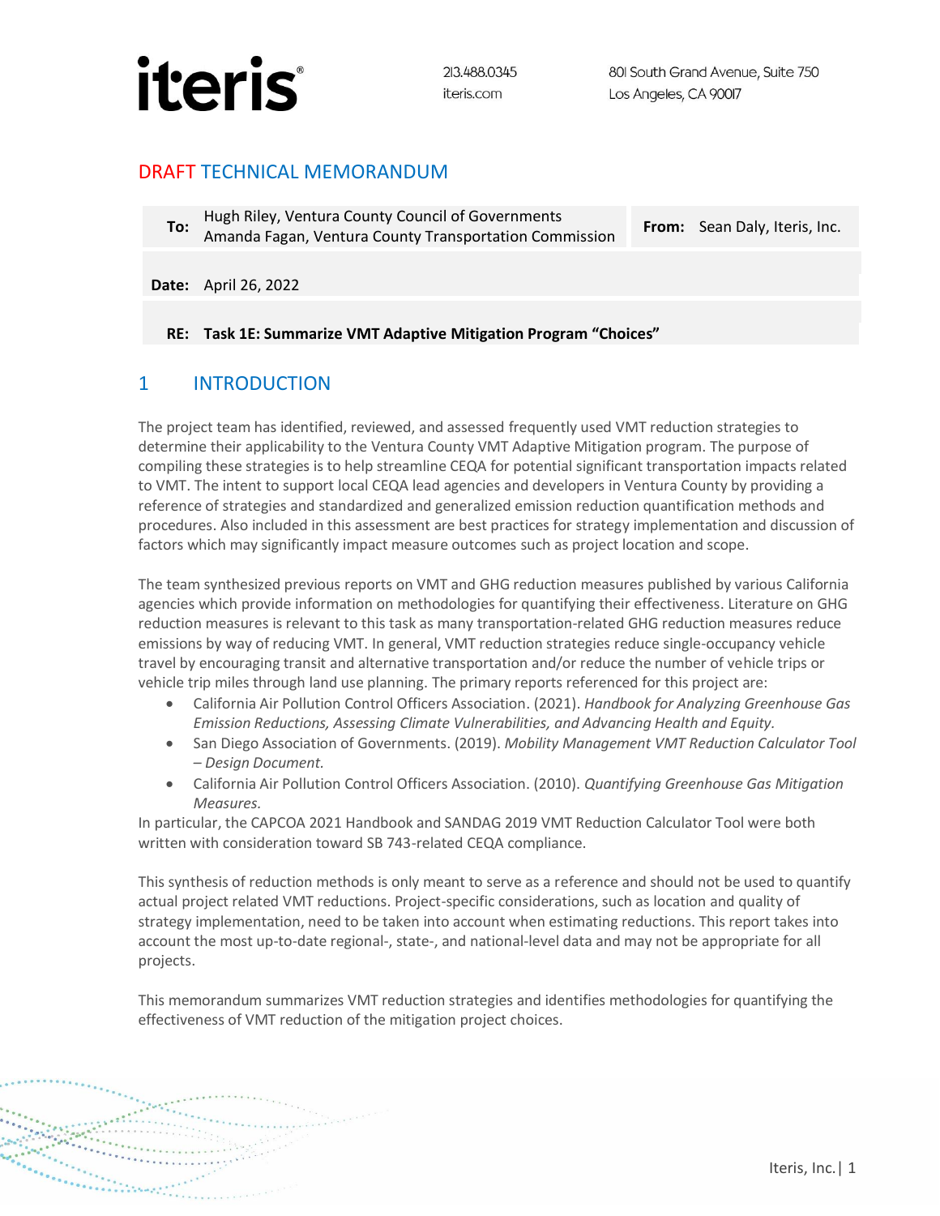iteris®

213.488.0345
iteris.com

801 South Grand Avenue, Suite 750
Los Angeles, CA 90017

## DRAFT TECHNICAL MEMORANDUM

| | | | |
|---|---|---|---|
| **To:** | Hugh Riley, Ventura County Council of Governments<br>Amanda Fagan, Ventura County Transportation Commission | **From:** | Sean Daly, Iteris, Inc. |
| **Date:** | April 26, 2022 | | |
| **RE:** | **Task 1E: Summarize VMT Adaptive Mitigation Program "Choices"** | | |

## 1 INTRODUCTION

The project team has identified, reviewed, and assessed frequently used VMT reduction strategies to determine their applicability to the Ventura County VMT Adaptive Mitigation program. The purpose of compiling these strategies is to help streamline CEQA for potential significant transportation impacts related to VMT. The intent to support local CEQA lead agencies and developers in Ventura County by providing a reference of strategies and standardized and generalized emission reduction quantification methods and procedures. Also included in this assessment are best practices for strategy implementation and discussion of factors which may significantly impact measure outcomes such as project location and scope.

The team synthesized previous reports on VMT and GHG reduction measures published by various California agencies which provide information on methodologies for quantifying their effectiveness. Literature on GHG reduction measures is relevant to this task as many transportation-related GHG reduction measures reduce emissions by way of reducing VMT. In general, VMT reduction strategies reduce single-occupancy vehicle travel by encouraging transit and alternative transportation and/or reduce the number of vehicle trips or vehicle trip miles through land use planning. The primary reports referenced for this project are:

- California Air Pollution Control Officers Association. (2021). *Handbook for Analyzing Greenhouse Gas Emission Reductions, Assessing Climate Vulnerabilities, and Advancing Health and Equity.*
- San Diego Association of Governments. (2019). *Mobility Management VMT Reduction Calculator Tool – Design Document.*
- California Air Pollution Control Officers Association. (2010). *Quantifying Greenhouse Gas Mitigation Measures.*

In particular, the CAPCOA 2021 Handbook and SANDAG 2019 VMT Reduction Calculator Tool were both written with consideration toward SB 743-related CEQA compliance.

This synthesis of reduction methods is only meant to serve as a reference and should not be used to quantify actual project related VMT reductions. Project-specific considerations, such as location and quality of strategy implementation, need to be taken into account when estimating reductions. This report takes into account the most up-to-date regional-, state-, and national-level data and may not be appropriate for all projects.

This memorandum summarizes VMT reduction strategies and identifies methodologies for quantifying the effectiveness of VMT reduction of the mitigation project choices.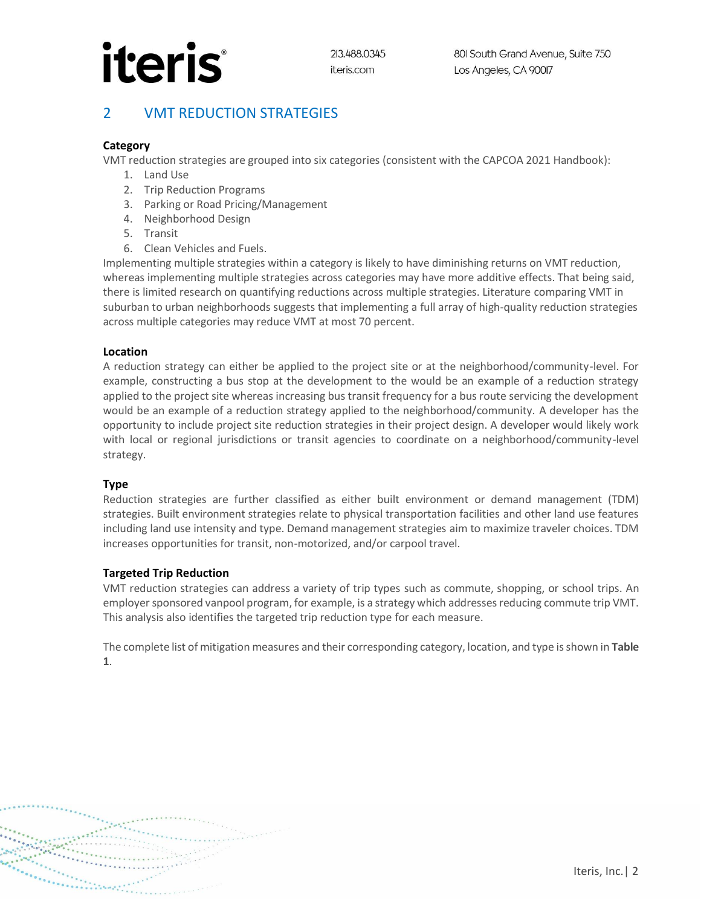## 2 VMT REDUCTION STRATEGIES

**Category**

VMT reduction strategies are grouped into six categories (consistent with the CAPCOA 2021 Handbook):

1. Land Use
2. Trip Reduction Programs
3. Parking or Road Pricing/Management
4. Neighborhood Design
5. Transit
6. Clean Vehicles and Fuels.

Implementing multiple strategies within a category is likely to have diminishing returns on VMT reduction, whereas implementing multiple strategies across categories may have more additive effects. That being said, there is limited research on quantifying reductions across multiple strategies. Literature comparing VMT in suburban to urban neighborhoods suggests that implementing a full array of high-quality reduction strategies across multiple categories may reduce VMT at most 70 percent.

**Location**

A reduction strategy can either be applied to the project site or at the neighborhood/community-level. For example, constructing a bus stop at the development to the would be an example of a reduction strategy applied to the project site whereas increasing bus transit frequency for a bus route servicing the development would be an example of a reduction strategy applied to the neighborhood/community. A developer has the opportunity to include project site reduction strategies in their project design. A developer would likely work with local or regional jurisdictions or transit agencies to coordinate on a neighborhood/community-level strategy.

**Type**

Reduction strategies are further classified as either built environment or demand management (TDM) strategies. Built environment strategies relate to physical transportation facilities and other land use features including land use intensity and type. Demand management strategies aim to maximize traveler choices. TDM increases opportunities for transit, non-motorized, and/or carpool travel.

**Targeted Trip Reduction**

VMT reduction strategies can address a variety of trip types such as commute, shopping, or school trips. An employer sponsored vanpool program, for example, is a strategy which addresses reducing commute trip VMT. This analysis also identifies the targeted trip reduction type for each measure.

The complete list of mitigation measures and their corresponding category, location, and type is shown in **Table 1**.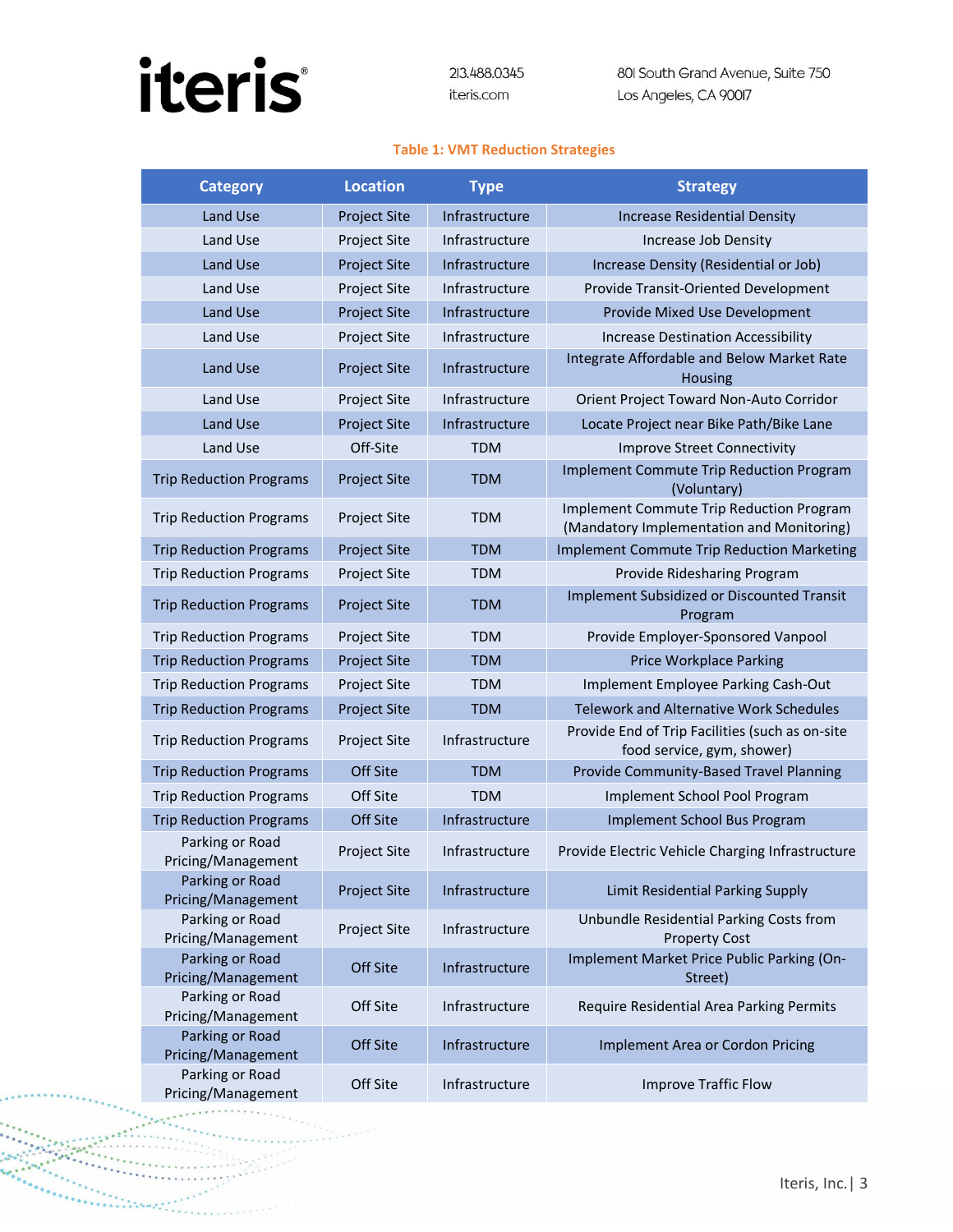**Table 1: VMT Reduction Strategies**

| Category | Location | Type | Strategy |
|---|---|---|---|
| Land Use | Project Site | Infrastructure | Increase Residential Density |
| Land Use | Project Site | Infrastructure | Increase Job Density |
| Land Use | Project Site | Infrastructure | Increase Density (Residential or Job) |
| Land Use | Project Site | Infrastructure | Provide Transit-Oriented Development |
| Land Use | Project Site | Infrastructure | Provide Mixed Use Development |
| Land Use | Project Site | Infrastructure | Increase Destination Accessibility |
| Land Use | Project Site | Infrastructure | Integrate Affordable and Below Market Rate Housing |
| Land Use | Project Site | Infrastructure | Orient Project Toward Non-Auto Corridor |
| Land Use | Project Site | Infrastructure | Locate Project near Bike Path/Bike Lane |
| Land Use | Off-Site | TDM | Improve Street Connectivity |
| Trip Reduction Programs | Project Site | TDM | Implement Commute Trip Reduction Program (Voluntary) |
| Trip Reduction Programs | Project Site | TDM | Implement Commute Trip Reduction Program (Mandatory Implementation and Monitoring) |
| Trip Reduction Programs | Project Site | TDM | Implement Commute Trip Reduction Marketing |
| Trip Reduction Programs | Project Site | TDM | Provide Ridesharing Program |
| Trip Reduction Programs | Project Site | TDM | Implement Subsidized or Discounted Transit Program |
| Trip Reduction Programs | Project Site | TDM | Provide Employer-Sponsored Vanpool |
| Trip Reduction Programs | Project Site | TDM | Price Workplace Parking |
| Trip Reduction Programs | Project Site | TDM | Implement Employee Parking Cash-Out |
| Trip Reduction Programs | Project Site | TDM | Telework and Alternative Work Schedules |
| Trip Reduction Programs | Project Site | Infrastructure | Provide End of Trip Facilities (such as on-site food service, gym, shower) |
| Trip Reduction Programs | Off Site | TDM | Provide Community-Based Travel Planning |
| Trip Reduction Programs | Off Site | TDM | Implement School Pool Program |
| Trip Reduction Programs | Off Site | Infrastructure | Implement School Bus Program |
| Parking or Road Pricing/Management | Project Site | Infrastructure | Provide Electric Vehicle Charging Infrastructure |
| Parking or Road Pricing/Management | Project Site | Infrastructure | Limit Residential Parking Supply |
| Parking or Road Pricing/Management | Project Site | Infrastructure | Unbundle Residential Parking Costs from Property Cost |
| Parking or Road Pricing/Management | Off Site | Infrastructure | Implement Market Price Public Parking (On-Street) |
| Parking or Road Pricing/Management | Off Site | Infrastructure | Require Residential Area Parking Permits |
| Parking or Road Pricing/Management | Off Site | Infrastructure | Implement Area or Cordon Pricing |
| Parking or Road Pricing/Management | Off Site | Infrastructure | Improve Traffic Flow |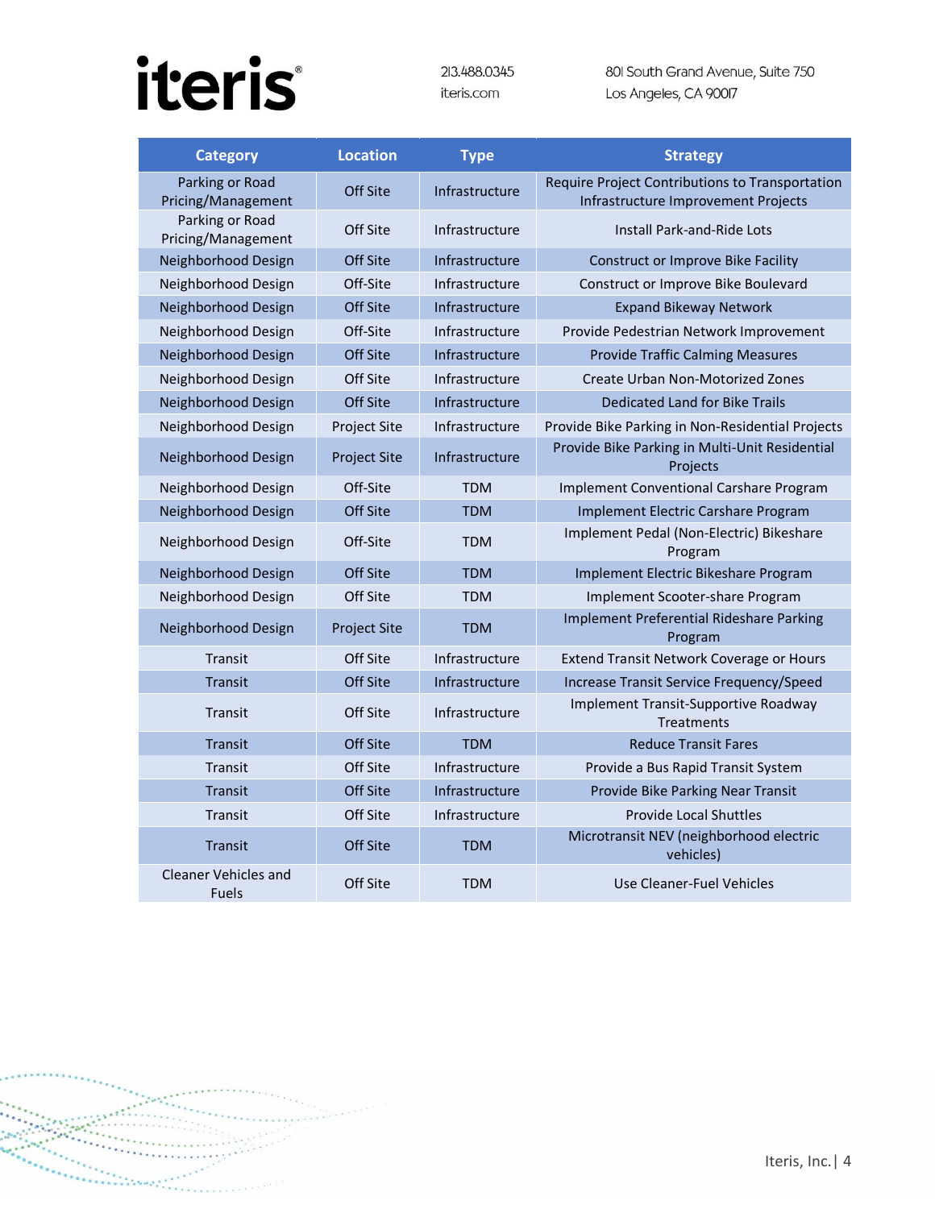| Category | Location | Type | Strategy |
|---|---|---|---|
| Parking or Road Pricing/Management | Off Site | Infrastructure | Require Project Contributions to Transportation Infrastructure Improvement Projects |
| Parking or Road Pricing/Management | Off Site | Infrastructure | Install Park-and-Ride Lots |
| Neighborhood Design | Off Site | Infrastructure | Construct or Improve Bike Facility |
| Neighborhood Design | Off-Site | Infrastructure | Construct or Improve Bike Boulevard |
| Neighborhood Design | Off Site | Infrastructure | Expand Bikeway Network |
| Neighborhood Design | Off-Site | Infrastructure | Provide Pedestrian Network Improvement |
| Neighborhood Design | Off Site | Infrastructure | Provide Traffic Calming Measures |
| Neighborhood Design | Off Site | Infrastructure | Create Urban Non-Motorized Zones |
| Neighborhood Design | Off Site | Infrastructure | Dedicated Land for Bike Trails |
| Neighborhood Design | Project Site | Infrastructure | Provide Bike Parking in Non-Residential Projects |
| Neighborhood Design | Project Site | Infrastructure | Provide Bike Parking in Multi-Unit Residential Projects |
| Neighborhood Design | Off-Site | TDM | Implement Conventional Carshare Program |
| Neighborhood Design | Off Site | TDM | Implement Electric Carshare Program |
| Neighborhood Design | Off-Site | TDM | Implement Pedal (Non-Electric) Bikeshare Program |
| Neighborhood Design | Off Site | TDM | Implement Electric Bikeshare Program |
| Neighborhood Design | Off Site | TDM | Implement Scooter-share Program |
| Neighborhood Design | Project Site | TDM | Implement Preferential Rideshare Parking Program |
| Transit | Off Site | Infrastructure | Extend Transit Network Coverage or Hours |
| Transit | Off Site | Infrastructure | Increase Transit Service Frequency/Speed |
| Transit | Off Site | Infrastructure | Implement Transit-Supportive Roadway Treatments |
| Transit | Off Site | TDM | Reduce Transit Fares |
| Transit | Off Site | Infrastructure | Provide a Bus Rapid Transit System |
| Transit | Off Site | Infrastructure | Provide Bike Parking Near Transit |
| Transit | Off Site | Infrastructure | Provide Local Shuttles |
| Transit | Off Site | TDM | Microtransit NEV (neighborhood electric vehicles) |
| Cleaner Vehicles and Fuels | Off Site | TDM | Use Cleaner-Fuel Vehicles |